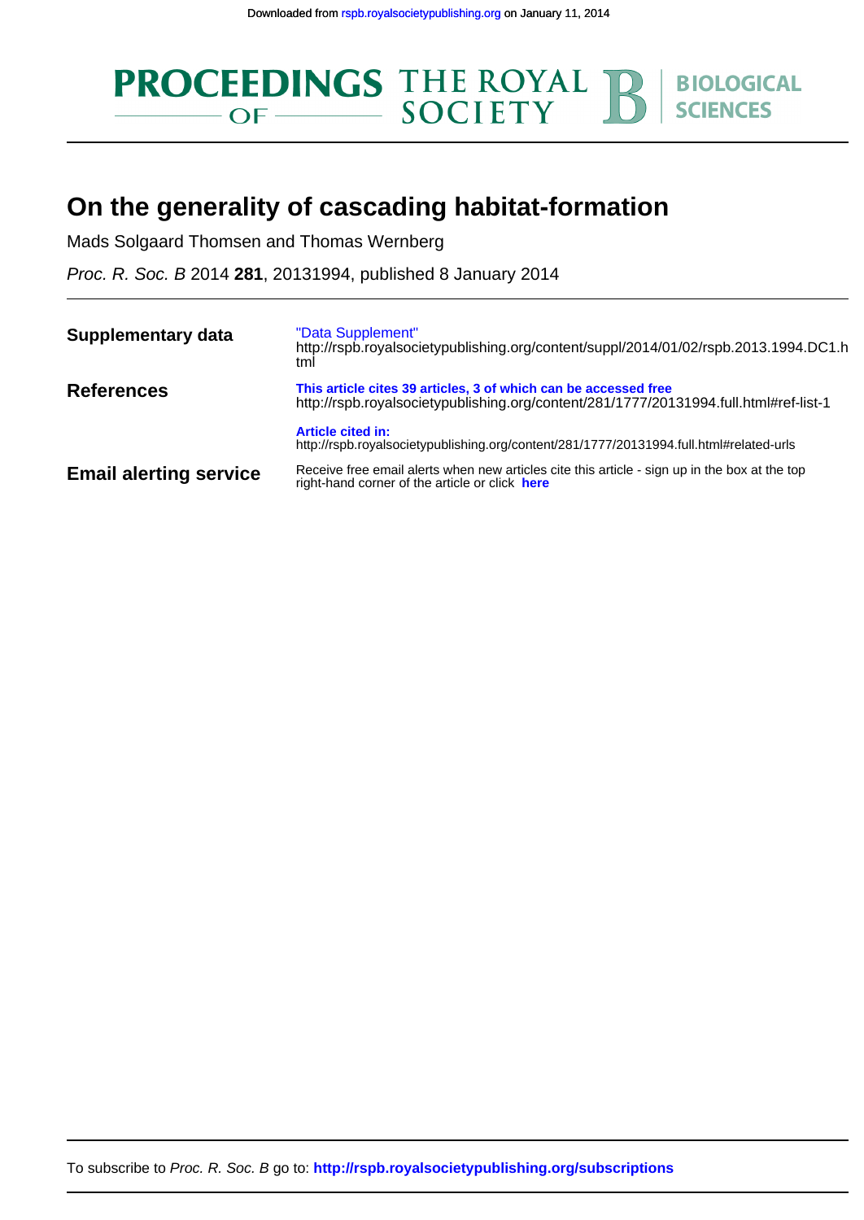Downloaded from rspb.royalsocietypublishing.org on January 11, 2014

PROCEEDINGS OF THE ROYAL SOCIETY B BIOLOGICAL SCIENCES

# On the generality of cascading habitat-formation

Mads Solgaard Thomsen and Thomas Wernberg

*Proc. R. Soc. B* 2014 **281**, 20131994, published 8 January 2014

| | |
|---|---|
| **Supplementary data** | "Data Supplement" http://rspb.royalsocietypublishing.org/content/suppl/2014/01/02/rspb.2013.1994.DC1.html |
| **References** | **This article cites 39 articles, 3 of which can be accessed free** http://rspb.royalsocietypublishing.org/content/281/1777/20131994.full.html#ref-list-1 |
| | **Article cited in:** http://rspb.royalsocietypublishing.org/content/281/1777/20131994.full.html#related-urls |
| **Email alerting service** | Receive free email alerts when new articles cite this article - sign up in the box at the top right-hand corner of the article or click **here** |

To subscribe to *Proc. R. Soc. B* go to: **http://rspb.royalsocietypublishing.org/subscriptions**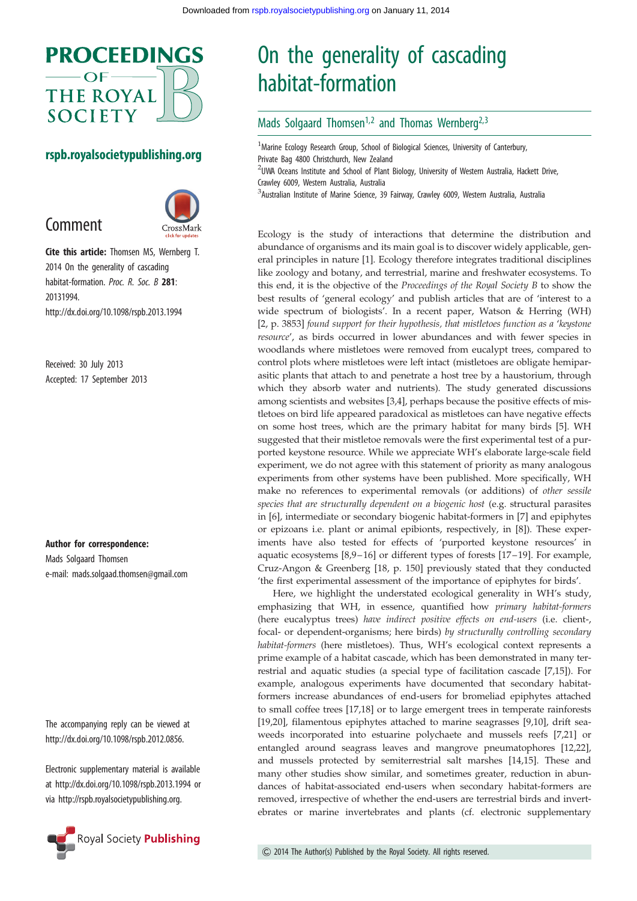# On the generality of cascading habitat-formation

Mads Solgaard Thomsen[1,2] and Thomas Wernberg[2,3]

[1]Marine Ecology Research Group, School of Biological Sciences, University of Canterbury, Private Bag 4800 Christchurch, New Zealand

[2]UWA Oceans Institute and School of Plant Biology, University of Western Australia, Hackett Drive, Crawley 6009, Western Australia, Australia

[3]Australian Institute of Marine Science, 39 Fairway, Crawley 6009, Western Australia, Australia

## Comment

**Cite this article:** Thomsen MS, Wernberg T. 2014 On the generality of cascading habitat-formation. *Proc. R. Soc. B* **281**: 20131994. http://dx.doi.org/10.1098/rspb.2013.1994

Received: 30 July 2013
Accepted: 17 September 2013

**Author for correspondence:**
Mads Solgaard Thomsen
e-mail: mads.solgaad.thomsen@gmail.com

The accompanying reply can be viewed at http://dx.doi.org/10.1098/rspb.2012.0856.

Electronic supplementary material is available at http://dx.doi.org/10.1098/rspb.2013.1994 or via http://rspb.royalsocietypublishing.org.

Ecology is the study of interactions that determine the distribution and abundance of organisms and its main goal is to discover widely applicable, general principles in nature [1]. Ecology therefore integrates traditional disciplines like zoology and botany, and terrestrial, marine and freshwater ecosystems. To this end, it is the objective of the *Proceedings of the Royal Society B* to show the best results of 'general ecology' and publish articles that are of 'interest to a wide spectrum of biologists'. In a recent paper, Watson & Herring (WH) [2, p. 3853] *found support for their hypothesis, that mistletoes function as a 'keystone resource'*, as birds occurred in lower abundances and with fewer species in woodlands where mistletoes were removed from eucalypt trees, compared to control plots where mistletoes were left intact (mistletoes are obligate hemiparasitic plants that attach to and penetrate a host tree by a haustorium, through which they absorb water and nutrients). The study generated discussions among scientists and websites [3,4], perhaps because the positive effects of mistletoes on bird life appeared paradoxical as mistletoes can have negative effects on some host trees, which are the primary habitat for many birds [5]. WH suggested that their mistletoe removals were the first experimental test of a purported keystone resource. While we appreciate WH's elaborate large-scale field experiment, we do not agree with this statement of priority as many analogous experiments from other systems have been published. More specifically, WH make no references to experimental removals (or additions) of *other sessile species that are structurally dependent on a biogenic host* (e.g. structural parasites in [6], intermediate or secondary biogenic habitat-formers in [7] and epiphytes or epizoans i.e. plant or animal epibionts, respectively, in [8]). These experiments have also tested for effects of 'purported keystone resources' in aquatic ecosystems [8,9–16] or different types of forests [17–19]. For example, Cruz-Angon & Greenberg [18, p. 150] previously stated that they conducted 'the first experimental assessment of the importance of epiphytes for birds'.

Here, we highlight the understated ecological generality in WH's study, emphasizing that WH, in essence, quantified how *primary habitat-formers* (here eucalyptus trees) *have indirect positive effects on end-users* (i.e. client-, focal- or dependent-organisms; here birds) *by structurally controlling secondary habitat-formers* (here mistletoes). Thus, WH's ecological context represents a prime example of a habitat cascade, which has been demonstrated in many terrestrial and aquatic studies (a special type of facilitation cascade [7,15]). For example, analogous experiments have documented that secondary habitat-formers increase abundances of end-users for bromeliad epiphytes attached to small coffee trees [17,18] or to large emergent trees in temperate rainforests [19,20], filamentous epiphytes attached to marine seagrasses [9,10], drift seaweeds incorporated into estuarine polychaete and mussels reefs [7,21] or entangled around seagrass leaves and mangrove pneumatophores [12,22], and mussels protected by semiterrestrial salt marshes [14,15]. These and many other studies show similar, and sometimes greater, reduction in abundances of habitat-associated end-users when secondary habitat-formers are removed, irrespective of whether the end-users are terrestrial birds and invertebrates or marine invertebrates and plants (cf. electronic supplementary

© 2014 The Author(s) Published by the Royal Society. All rights reserved.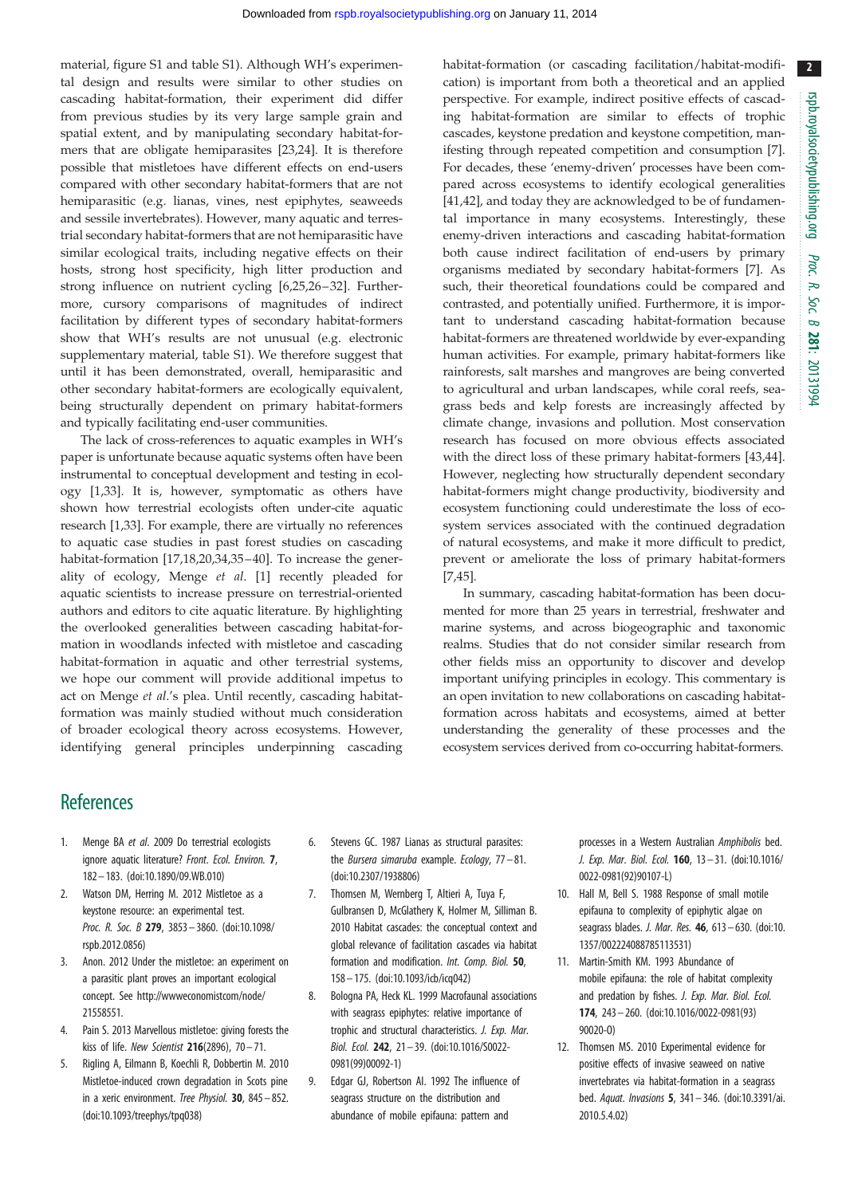material, figure S1 and table S1). Although WH's experimental design and results were similar to other studies on cascading habitat-formation, their experiment did differ from previous studies by its very large sample grain and spatial extent, and by manipulating secondary habitat-formers that are obligate hemiparasites [23,24]. It is therefore possible that mistletoes have different effects on end-users compared with other secondary habitat-formers that are not hemiparasitic (e.g. lianas, vines, nest epiphytes, seaweeds and sessile invertebrates). However, many aquatic and terrestrial secondary habitat-formers that are not hemiparasitic have similar ecological traits, including negative effects on their hosts, strong host specificity, high litter production and strong influence on nutrient cycling [6,25,26–32]. Furthermore, cursory comparisons of magnitudes of indirect facilitation by different types of secondary habitat-formers show that WH's results are not unusual (e.g. electronic supplementary material, table S1). We therefore suggest that until it has been demonstrated, overall, hemiparasitic and other secondary habitat-formers are ecologically equivalent, being structurally dependent on primary habitat-formers and typically facilitating end-user communities.

The lack of cross-references to aquatic examples in WH's paper is unfortunate because aquatic systems often have been instrumental to conceptual development and testing in ecology [1,33]. It is, however, symptomatic as others have shown how terrestrial ecologists often under-cite aquatic research [1,33]. For example, there are virtually no references to aquatic case studies in past forest studies on cascading habitat-formation [17,18,20,34,35–40]. To increase the generality of ecology, Menge *et al.* [1] recently pleaded for aquatic scientists to increase pressure on terrestrial-oriented authors and editors to cite aquatic literature. By highlighting the overlooked generalities between cascading habitat-formation in woodlands infected with mistletoe and cascading habitat-formation in aquatic and other terrestrial systems, we hope our comment will provide additional impetus to act on Menge *et al.*'s plea. Until recently, cascading habitat-formation was mainly studied without much consideration of broader ecological theory across ecosystems. However, identifying general principles underpinning cascading habitat-formation (or cascading facilitation/habitat-modification) is important from both a theoretical and an applied perspective. For example, indirect positive effects of cascading habitat-formation are similar to effects of trophic cascades, keystone predation and keystone competition, manifesting through repeated competition and consumption [7]. For decades, these 'enemy-driven' processes have been compared across ecosystems to identify ecological generalities [41,42], and today they are acknowledged to be of fundamental importance in many ecosystems. Interestingly, these enemy-driven interactions and cascading habitat-formation both cause indirect facilitation of end-users by primary organisms mediated by secondary habitat-formers [7]. As such, their theoretical foundations could be compared and contrasted, and potentially unified. Furthermore, it is important to understand cascading habitat-formation because habitat-formers are threatened worldwide by ever-expanding human activities. For example, primary habitat-formers like rainforests, salt marshes and mangroves are being converted to agricultural and urban landscapes, while coral reefs, seagrass beds and kelp forests are increasingly affected by climate change, invasions and pollution. Most conservation research has focused on more obvious effects associated with the direct loss of these primary habitat-formers [43,44]. However, neglecting how structurally dependent secondary habitat-formers might change productivity, biodiversity and ecosystem functioning could underestimate the loss of ecosystem services associated with the continued degradation of natural ecosystems, and make it more difficult to predict, prevent or ameliorate the loss of primary habitat-formers [7,45].

In summary, cascading habitat-formation has been documented for more than 25 years in terrestrial, freshwater and marine systems, and across biogeographic and taxonomic realms. Studies that do not consider similar research from other fields miss an opportunity to discover and develop important unifying principles in ecology. This commentary is an open invitation to new collaborations on cascading habitat-formation across habitats and ecosystems, aimed at better understanding the generality of these processes and the ecosystem services derived from co-occurring habitat-formers.

## References

1. Menge BA *et al.* 2009 Do terrestrial ecologists ignore aquatic literature? *Front. Ecol. Environ.* **7**, 182–183. (doi:10.1890/09.WB.010)
2. Watson DM, Herring M. 2012 Mistletoe as a keystone resource: an experimental test. *Proc. R. Soc. B* **279**, 3853–3860. (doi:10.1098/rspb.2012.0856)
3. Anon. 2012 Under the mistletoe: an experiment on a parasitic plant proves an important ecological concept. See http://wwweconomistcom/node/21558551.
4. Pain S. 2013 Marvellous mistletoe: giving forests the kiss of life. *New Scientist* **216**(2896), 70–71.
5. Rigling A, Eilmann B, Koechli R, Dobbertin M. 2010 Mistletoe-induced crown degradation in Scots pine in a xeric environment. *Tree Physiol.* **30**, 845–852. (doi:10.1093/treephys/tpq038)
6. Stevens GC. 1987 Lianas as structural parasites: the *Bursera simaruba* example. *Ecology*, 77–81. (doi:10.2307/1938806)
7. Thomsen M, Wernberg T, Altieri A, Tuya F, Gulbransen D, McGlathery K, Holmer M, Silliman B. 2010 Habitat cascades: the conceptual context and global relevance of facilitation cascades via habitat formation and modification. *Int. Comp. Biol.* **50**, 158–175. (doi:10.1093/icb/icq042)
8. Bologna PA, Heck KL. 1999 Macrofaunal associations with seagrass epiphytes: relative importance of trophic and structural characteristics. *J. Exp. Mar. Biol. Ecol.* **242**, 21–39. (doi:10.1016/S0022-0981(99)00092-1)
9. Edgar GJ, Robertson AI. 1992 The influence of seagrass structure on the distribution and abundance of mobile epifauna: pattern and processes in a Western Australian *Amphibolis* bed. *J. Exp. Mar. Biol. Ecol.* **160**, 13–31. (doi:10.1016/0022-0981(92)90107-L)
10. Hall M, Bell S. 1988 Response of small motile epifauna to complexity of epiphytic algae on seagrass blades. *J. Mar. Res.* **46**, 613–630. (doi:10.1357/002224088785113531)
11. Martin-Smith KM. 1993 Abundance of mobile epifauna: the role of habitat complexity and predation by fishes. *J. Exp. Mar. Biol. Ecol.* **174**, 243–260. (doi:10.1016/0022-0981(93)90020-O)
12. Thomsen MS. 2010 Experimental evidence for positive effects of invasive seaweed on native invertebrates via habitat-formation in a seagrass bed. *Aquat. Invasions* **5**, 341–346. (doi:10.3391/ai.2010.5.4.02)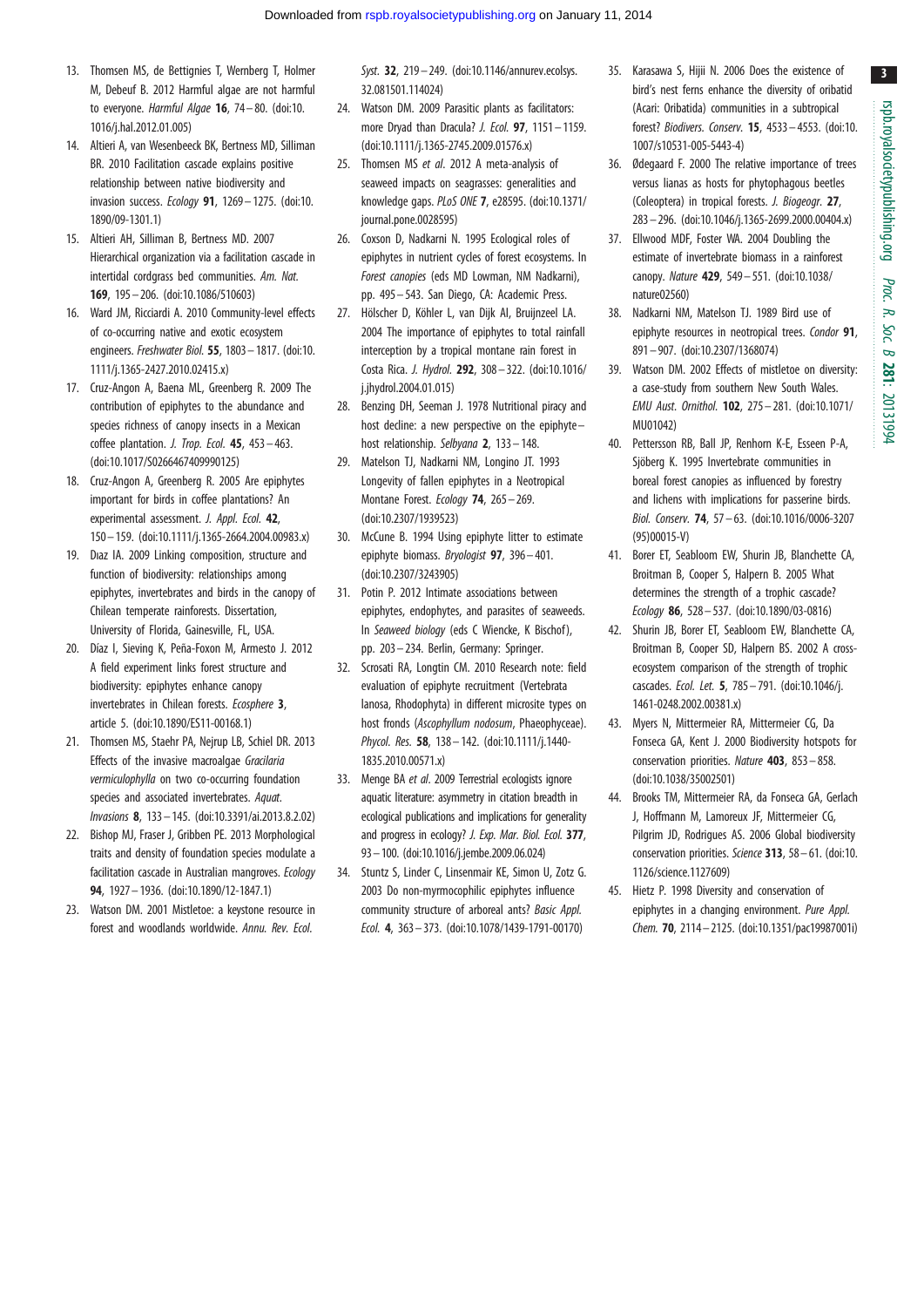13. Thomsen MS, de Bettignies T, Wernberg T, Holmer M, Debeuf B. 2012 Harmful algae are not harmful to everyone. *Harmful Algae* **16**, 74–80. (doi:10.1016/j.hal.2012.01.005)
14. Altieri A, van Wesenbeeck BK, Bertness MD, Silliman BR. 2010 Facilitation cascade explains positive relationship between native biodiversity and invasion success. *Ecology* **91**, 1269–1275. (doi:10.1890/09-1301.1)
15. Altieri AH, Silliman B, Bertness MD. 2007 Hierarchical organization via a facilitation cascade in intertidal cordgrass bed communities. *Am. Nat.* **169**, 195–206. (doi:10.1086/510603)
16. Ward JM, Ricciardi A. 2010 Community-level effects of co-occurring native and exotic ecosystem engineers. *Freshwater Biol.* **55**, 1803–1817. (doi:10.1111/j.1365-2427.2010.02415.x)
17. Cruz-Angon A, Baena ML, Greenberg R. 2009 The contribution of epiphytes to the abundance and species richness of canopy insects in a Mexican coffee plantation. *J. Trop. Ecol.* **45**, 453–463. (doi:10.1017/S0266467409990125)
18. Cruz-Angon A, Greenberg R. 2005 Are epiphytes important for birds in coffee plantations? An experimental assessment. *J. Appl. Ecol.* **42**, 150–159. (doi:10.1111/j.1365-2664.2004.00983.x)
19. Diaz IA. 2009 Linking composition, structure and function of biodiversity: relationships among epiphytes, invertebrates and birds in the canopy of Chilean temperate rainforests. Dissertation, University of Florida, Gainesville, FL, USA.
20. Díaz I, Sieving K, Peña-Foxon M, Armesto J. 2012 A field experiment links forest structure and biodiversity: epiphytes enhance canopy invertebrates in Chilean forests. *Ecosphere* **3**, article 5. (doi:10.1890/ES11-00168.1)
21. Thomsen MS, Staehr PA, Nejrup LB, Schiel DR. 2013 Effects of the invasive macroalgae *Gracilaria vermiculophylla* on two co-occurring foundation species and associated invertebrates. *Aquat. Invasions* **8**, 133–145. (doi:10.3391/ai.2013.8.2.02)
22. Bishop MJ, Fraser J, Gribben PE. 2013 Morphological traits and density of foundation species modulate a facilitation cascade in Australian mangroves. *Ecology* **94**, 1927–1936. (doi:10.1890/12-1847.1)
23. Watson DM. 2001 Mistletoe: a keystone resource in forest and woodlands worldwide. *Annu. Rev. Ecol. Syst.* **32**, 219–249. (doi:10.1146/annurev.ecolsys.32.081501.114024)
24. Watson DM. 2009 Parasitic plants as facilitators: more Dryad than Dracula? *J. Ecol.* **97**, 1151–1159. (doi:10.1111/j.1365-2745.2009.01576.x)
25. Thomsen MS *et al.* 2012 A meta-analysis of seaweed impacts on seagrasses: generalities and knowledge gaps. *PLoS ONE* **7**, e28595. (doi:10.1371/journal.pone.0028595)
26. Coxson D, Nadkarni N. 1995 Ecological roles of epiphytes in nutrient cycles of forest ecosystems. In *Forest canopies* (eds MD Lowman, NM Nadkarni), pp. 495–543. San Diego, CA: Academic Press.
27. Hölscher D, Köhler L, van Dijk AI, Bruijnzeel LA. 2004 The importance of epiphytes to total rainfall interception by a tropical montane rain forest in Costa Rica. *J. Hydrol.* **292**, 308–322. (doi:10.1016/j.jhydrol.2004.01.015)
28. Benzing DH, Seeman J. 1978 Nutritional piracy and host decline: a new perspective on the epiphyte–host relationship. *Selbyana* **2**, 133–148.
29. Matelson TJ, Nadkarni NM, Longino JT. 1993 Longevity of fallen epiphytes in a Neotropical Montane Forest. *Ecology* **74**, 265–269. (doi:10.2307/1939523)
30. McCune B. 1994 Using epiphyte litter to estimate epiphyte biomass. *Bryologist* **97**, 396–401. (doi:10.2307/3243905)
31. Potin P. 2012 Intimate associations between epiphytes, endophytes, and parasites of seaweeds. In *Seaweed biology* (eds C Wiencke, K Bischof), pp. 203–234. Berlin, Germany: Springer.
32. Scrosati RA, Longtin CM. 2010 Research note: field evaluation of epiphyte recruitment (Vertebrata lanosa, Rhodophyta) in different microsite types on host fronds (*Ascophyllum nodosum*, Phaeophyceae). *Phycol. Res.* **58**, 138–142. (doi:10.1111/j.1440-1835.2010.00571.x)
33. Menge BA *et al.* 2009 Terrestrial ecologists ignore aquatic literature: asymmetry in citation breadth in ecological publications and implications for generality and progress in ecology? *J. Exp. Mar. Biol. Ecol.* **377**, 93–100. (doi:10.1016/j.jembe.2009.06.024)
34. Stuntz S, Linder C, Linsenmair KE, Simon U, Zotz G. 2003 Do non-myrmocophilic epiphytes influence community structure of arboreal ants? *Basic Appl. Ecol.* **4**, 363–373. (doi:10.1078/1439-1791-00170)
35. Karasawa S, Hijii N. 2006 Does the existence of bird's nest ferns enhance the diversity of oribatid (Acari: Oribatida) communities in a subtropical forest? *Biodivers. Conserv.* **15**, 4533–4553. (doi:10.1007/s10531-005-5443-4)
36. Ødegaard F. 2000 The relative importance of trees versus lianas as hosts for phytophagous beetles (Coleoptera) in tropical forests. *J. Biogeogr.* **27**, 283–296. (doi:10.1046/j.1365-2699.2000.00404.x)
37. Ellwood MDF, Foster WA. 2004 Doubling the estimate of invertebrate biomass in a rainforest canopy. *Nature* **429**, 549–551. (doi:10.1038/nature02560)
38. Nadkarni NM, Matelson TJ. 1989 Bird use of epiphyte resources in neotropical trees. *Condor* **91**, 891–907. (doi:10.2307/1368074)
39. Watson DM. 2002 Effects of mistletoe on diversity: a case-study from southern New South Wales. *EMU Aust. Ornithol.* **102**, 275–281. (doi:10.1071/MU01042)
40. Pettersson RB, Ball JP, Renhorn K-E, Esseen P-A, Sjöberg K. 1995 Invertebrate communities in boreal forest canopies as influenced by forestry and lichens with implications for passerine birds. *Biol. Conserv.* **74**, 57–63. (doi:10.1016/0006-3207(95)00015-V)
41. Borer ET, Seabloom EW, Shurin JB, Blanchette CA, Broitman B, Cooper S, Halpern B. 2005 What determines the strength of a trophic cascade? *Ecology* **86**, 528–537. (doi:10.1890/03-0816)
42. Shurin JB, Borer ET, Seabloom EW, Blanchette CA, Broitman B, Cooper SD, Halpern BS. 2002 A cross-ecosystem comparison of the strength of trophic cascades. *Ecol. Let.* **5**, 785–791. (doi:10.1046/j.1461-0248.2002.00381.x)
43. Myers N, Mittermeier RA, Mittermeier CG, Da Fonseca GA, Kent J. 2000 Biodiversity hotspots for conservation priorities. *Nature* **403**, 853–858. (doi:10.1038/35002501)
44. Brooks TM, Mittermeier RA, da Fonseca GA, Gerlach J, Hoffmann M, Lamoreux JF, Mittermeier CG, Pilgrim JD, Rodrigues AS. 2006 Global biodiversity conservation priorities. *Science* **313**, 58–61. (doi:10.1126/science.1127609)
45. Hietz P. 1998 Diversity and conservation of epiphytes in a changing environment. *Pure Appl. Chem.* **70**, 2114–2125. (doi:10.1351/pac19987001i)